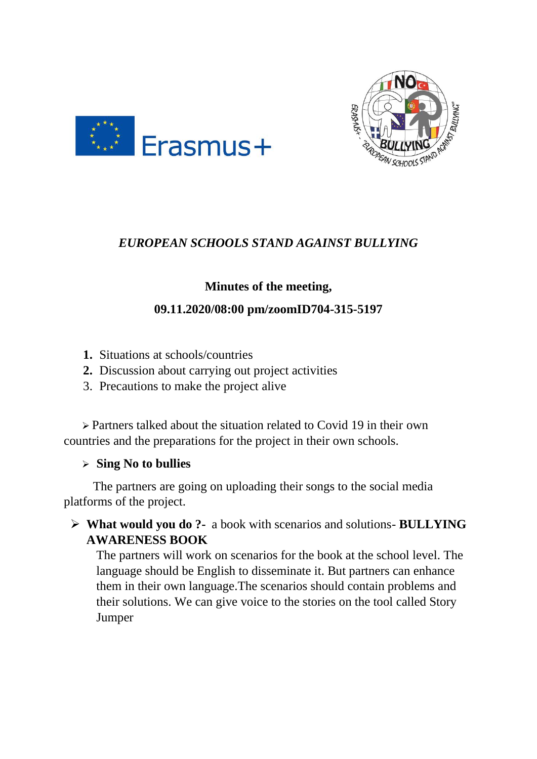*EUROPEAN SCHOOLS STAND AGAINST BULLYING*

**Minutes of the meeting,**

**09.11.2020/08:00 pm/zoomID704-315-5197**

1. Situations at schools/countries
2. Discussion about carrying out project activities
3. Precautions to make the project alive

- Partners talked about the situation related to Covid 19 in their own countries and the preparations for the project in their own schools.

- **Sing No to bullies**

The partners are going on uploading their songs to the social media platforms of the project.

- **What would you do ?-** a book with scenarios and solutions- **BULLYING AWARENESS BOOK**

  The partners will work on scenarios for the book at the school level. The language should be English to disseminate it. But partners can enhance them in their own language.The scenarios should contain problems and their solutions. We can give voice to the stories on the tool called Story Jumper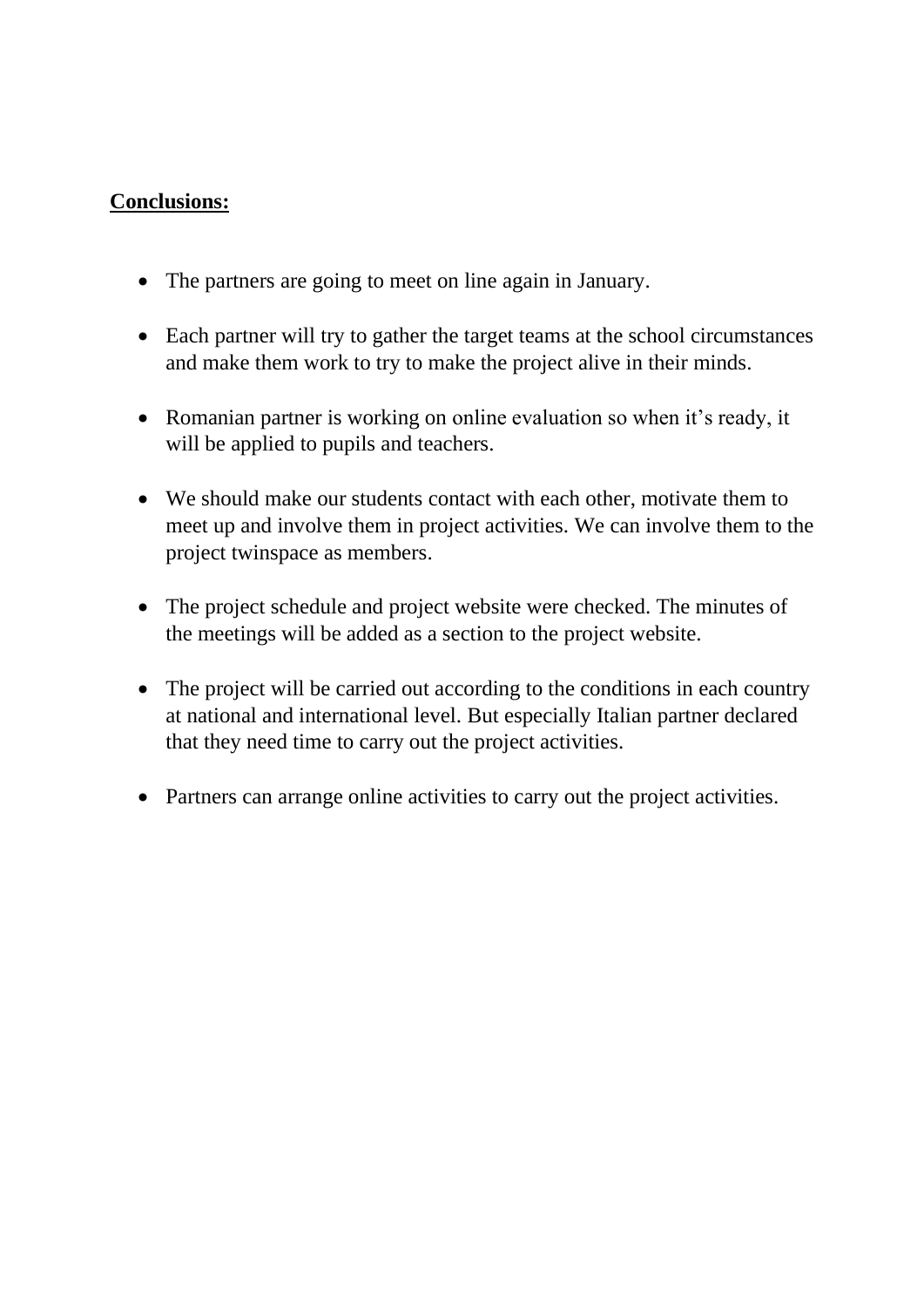**Conclusions:**

- The partners are going to meet on line again in January.
- Each partner will try to gather the target teams at the school circumstances and make them work to try to make the project alive in their minds.
- Romanian partner is working on online evaluation so when it's ready, it will be applied to pupils and teachers.
- We should make our students contact with each other, motivate them to meet up and involve them in project activities. We can involve them to the project twinspace as members.
- The project schedule and project website were checked. The minutes of the meetings will be added as a section to the project website.
- The project will be carried out according to the conditions in each country at national and international level. But especially Italian partner declared that they need time to carry out the project activities.
- Partners can arrange online activities to carry out the project activities.